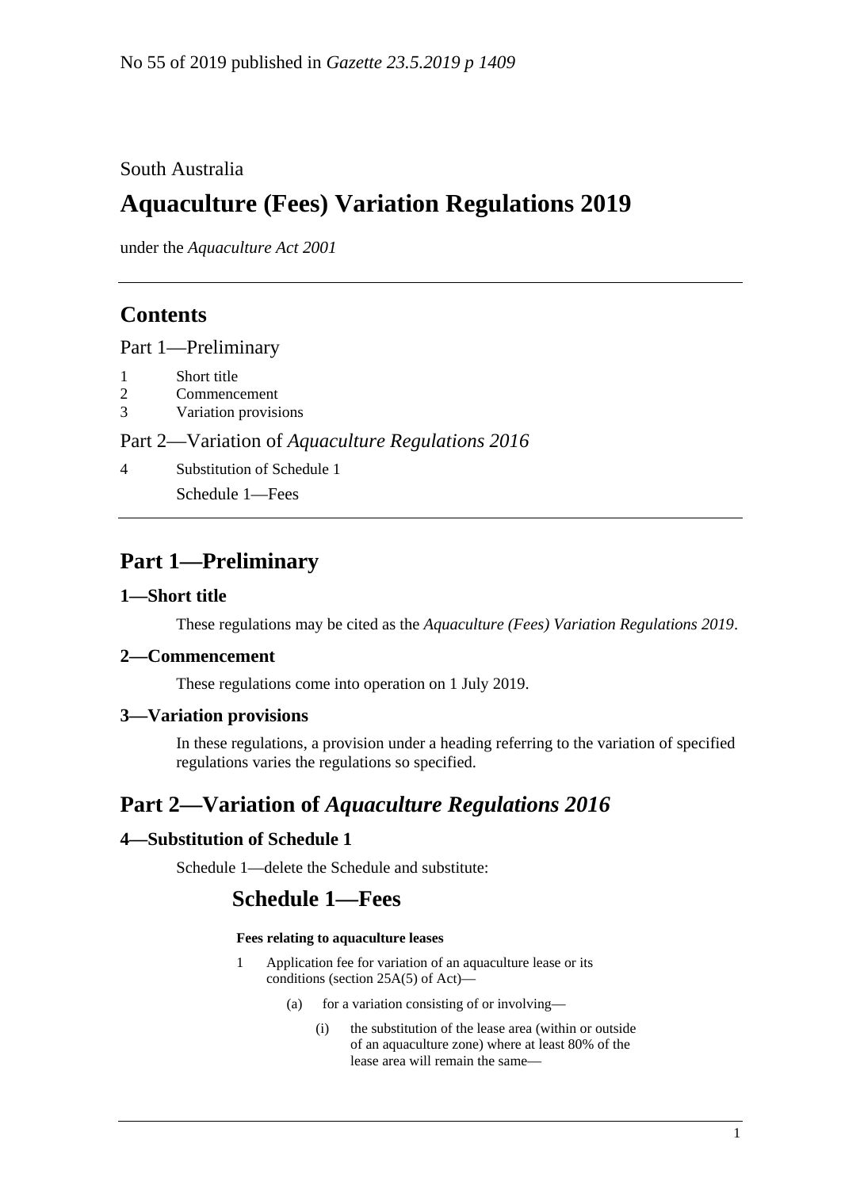No 55 of 2019 published in *Gazette 23.5.2019 p 1409*

South Australia

# Aquaculture (Fees) Variation Regulations 2019

under the *Aquaculture Act 2001*

## Contents

Part 1—Preliminary

1 Short title
2 Commencement
3 Variation provisions

Part 2—Variation of *Aquaculture Regulations 2016*

4 Substitution of Schedule 1

Schedule 1—Fees

## Part 1—Preliminary

### 1—Short title

These regulations may be cited as the *Aquaculture (Fees) Variation Regulations 2019*.

### 2—Commencement

These regulations come into operation on 1 July 2019.

### 3—Variation provisions

In these regulations, a provision under a heading referring to the variation of specified regulations varies the regulations so specified.

## Part 2—Variation of *Aquaculture Regulations 2016*

### 4—Substitution of Schedule 1

Schedule 1—delete the Schedule and substitute:

## Schedule 1—Fees

**Fees relating to aquaculture leases**

1 Application fee for variation of an aquaculture lease or its conditions (section 25A(5) of Act)—

(a) for a variation consisting of or involving—

(i) the substitution of the lease area (within or outside of an aquaculture zone) where at least 80% of the lease area will remain the same—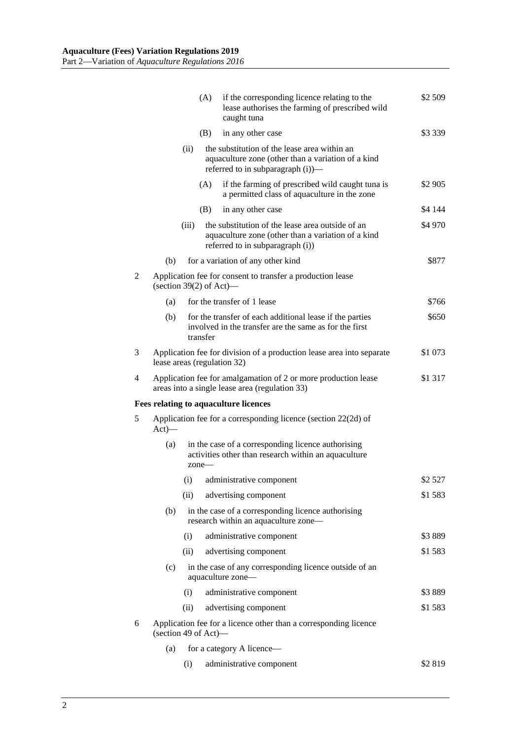| | | | | |
|---|---|---|---|---|
| | | (A) | if the corresponding licence relating to the lease authorises the farming of prescribed wild caught tuna | \$2 509 |
| | | (B) | in any other case | \$3 339 |
| | (ii) | | the substitution of the lease area within an aquaculture zone (other than a variation of a kind referred to in subparagraph (i))— | |
| | | (A) | if the farming of prescribed wild caught tuna is a permitted class of aquaculture in the zone | \$2 905 |
| | | (B) | in any other case | \$4 144 |
| | (iii) | | the substitution of the lease area outside of an aquaculture zone (other than a variation of a kind referred to in subparagraph (i)) | \$4 970 |
| (b) | | | for a variation of any other kind | \$877 |

2 Application fee for consent to transfer a production lease (section 39(2) of Act)—

| | | |
|---|---|---|
| (a) | for the transfer of 1 lease | \$766 |
| (b) | for the transfer of each additional lease if the parties involved in the transfer are the same as for the first transfer | \$650 |

| | | |
|---|---|---|
| 3 | Application fee for division of a production lease area into separate lease areas (regulation 32) | \$1 073 |
| 4 | Application fee for amalgamation of 2 or more production lease areas into a single lease area (regulation 33) | \$1 317 |

**Fees relating to aquaculture licences**

5 Application fee for a corresponding licence (section 22(2d) of Act)—

| | | | |
|---|---|---|---|
| (a) | | in the case of a corresponding licence authorising activities other than research within an aquaculture zone— | |
| | (i) | administrative component | \$2 527 |
| | (ii) | advertising component | \$1 583 |
| (b) | | in the case of a corresponding licence authorising research within an aquaculture zone— | |
| | (i) | administrative component | \$3 889 |
| | (ii) | advertising component | \$1 583 |
| (c) | | in the case of any corresponding licence outside of an aquaculture zone— | |
| | (i) | administrative component | \$3 889 |
| | (ii) | advertising component | \$1 583 |

6 Application fee for a licence other than a corresponding licence (section 49 of Act)—

| | | | |
|---|---|---|---|
| (a) | | for a category A licence— | |
| | (i) | administrative component | \$2 819 |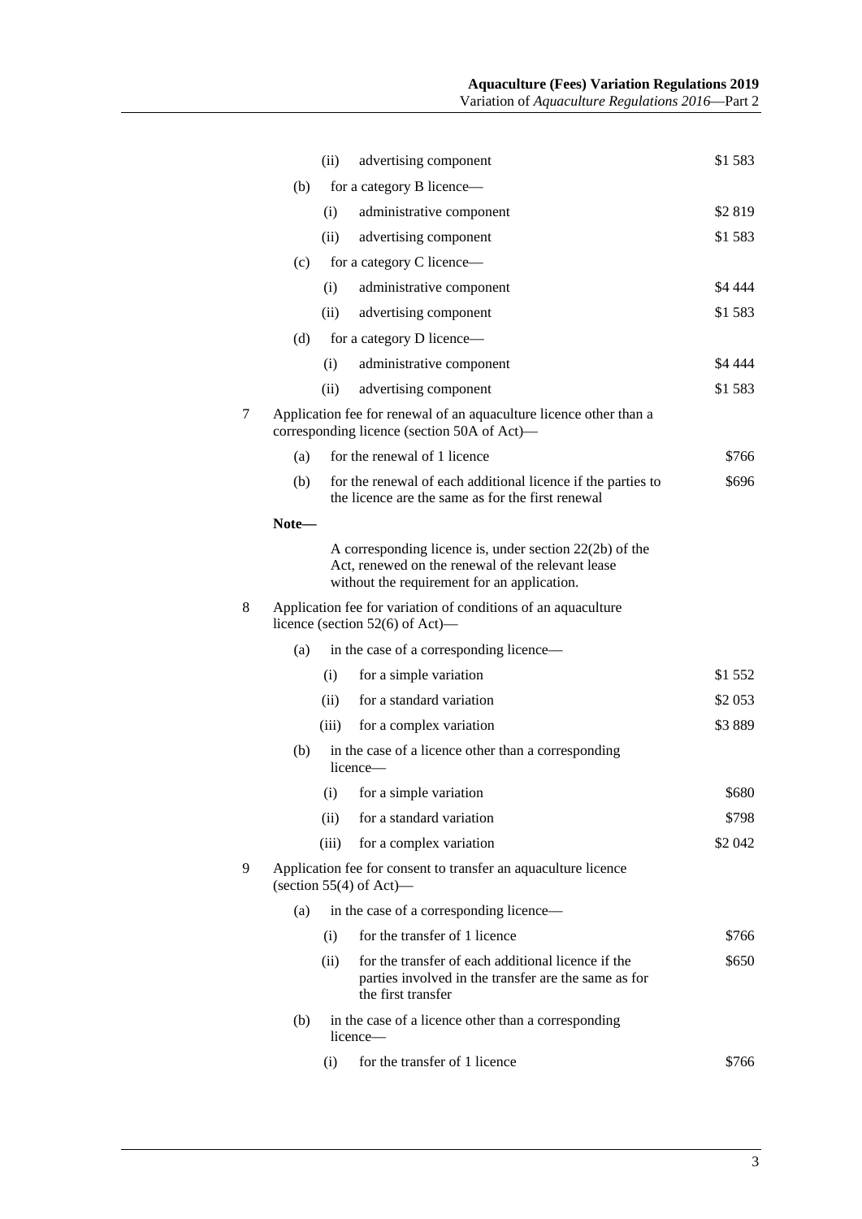| | | |
|---|---|---|
| | (ii) advertising component | \$1 583 |
| | (b) for a category B licence— | |
| | (i) administrative component | \$2 819 |
| | (ii) advertising component | \$1 583 |
| | (c) for a category C licence— | |
| | (i) administrative component | \$4 444 |
| | (ii) advertising component | \$1 583 |
| | (d) for a category D licence— | |
| | (i) administrative component | \$4 444 |
| | (ii) advertising component | \$1 583 |
| 7 | Application fee for renewal of an aquaculture licence other than a corresponding licence (section 50A of Act)— | |
| | (a) for the renewal of 1 licence | \$766 |
| | (b) for the renewal of each additional licence if the parties to the licence are the same as for the first renewal | \$696 |
| | **Note—** A corresponding licence is, under section 22(2b) of the Act, renewed on the renewal of the relevant lease without the requirement for an application. | |
| 8 | Application fee for variation of conditions of an aquaculture licence (section 52(6) of Act)— | |
| | (a) in the case of a corresponding licence— | |
| | (i) for a simple variation | \$1 552 |
| | (ii) for a standard variation | \$2 053 |
| | (iii) for a complex variation | \$3 889 |
| | (b) in the case of a licence other than a corresponding licence— | |
| | (i) for a simple variation | \$680 |
| | (ii) for a standard variation | \$798 |
| | (iii) for a complex variation | \$2 042 |
| 9 | Application fee for consent to transfer an aquaculture licence (section 55(4) of Act)— | |
| | (a) in the case of a corresponding licence— | |
| | (i) for the transfer of 1 licence | \$766 |
| | (ii) for the transfer of each additional licence if the parties involved in the transfer are the same as for the first transfer | \$650 |
| | (b) in the case of a licence other than a corresponding licence— | |
| | (i) for the transfer of 1 licence | \$766 |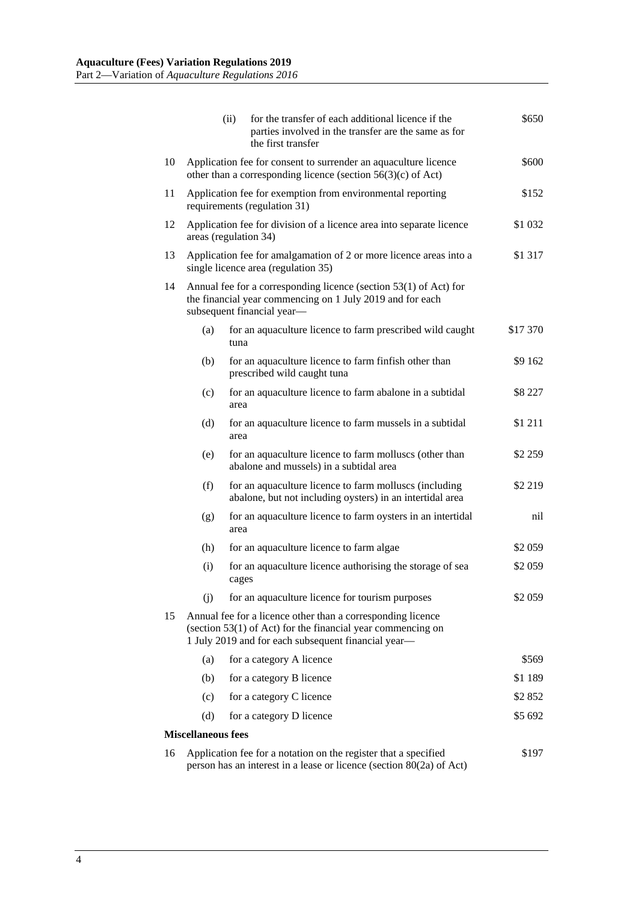| | | | |
|---|---|---|---|
| | (ii) | for the transfer of each additional licence if the parties involved in the transfer are the same as for the first transfer | $650 |
| 10 | Application fee for consent to surrender an aquaculture licence other than a corresponding licence (section 56(3)(c) of Act) | | $600 |
| 11 | Application fee for exemption from environmental reporting requirements (regulation 31) | | $152 |
| 12 | Application fee for division of a licence area into separate licence areas (regulation 34) | | $1 032 |
| 13 | Application fee for amalgamation of 2 or more licence areas into a single licence area (regulation 35) | | $1 317 |
| 14 | Annual fee for a corresponding licence (section 53(1) of Act) for the financial year commencing on 1 July 2019 and for each subsequent financial year— | | |
| | (a) | for an aquaculture licence to farm prescribed wild caught tuna | $17 370 |
| | (b) | for an aquaculture licence to farm finfish other than prescribed wild caught tuna | $9 162 |
| | (c) | for an aquaculture licence to farm abalone in a subtidal area | $8 227 |
| | (d) | for an aquaculture licence to farm mussels in a subtidal area | $1 211 |
| | (e) | for an aquaculture licence to farm molluscs (other than abalone and mussels) in a subtidal area | $2 259 |
| | (f) | for an aquaculture licence to farm molluscs (including abalone, but not including oysters) in an intertidal area | $2 219 |
| | (g) | for an aquaculture licence to farm oysters in an intertidal area | nil |
| | (h) | for an aquaculture licence to farm algae | $2 059 |
| | (i) | for an aquaculture licence authorising the storage of sea cages | $2 059 |
| | (j) | for an aquaculture licence for tourism purposes | $2 059 |
| 15 | Annual fee for a licence other than a corresponding licence (section 53(1) of Act) for the financial year commencing on 1 July 2019 and for each subsequent financial year— | | |
| | (a) | for a category A licence | $569 |
| | (b) | for a category B licence | $1 189 |
| | (c) | for a category C licence | $2 852 |
| | (d) | for a category D licence | $5 692 |
| **Miscellaneous fees** | | | |
| 16 | Application fee for a notation on the register that a specified person has an interest in a lease or licence (section 80(2a) of Act) | | $197 |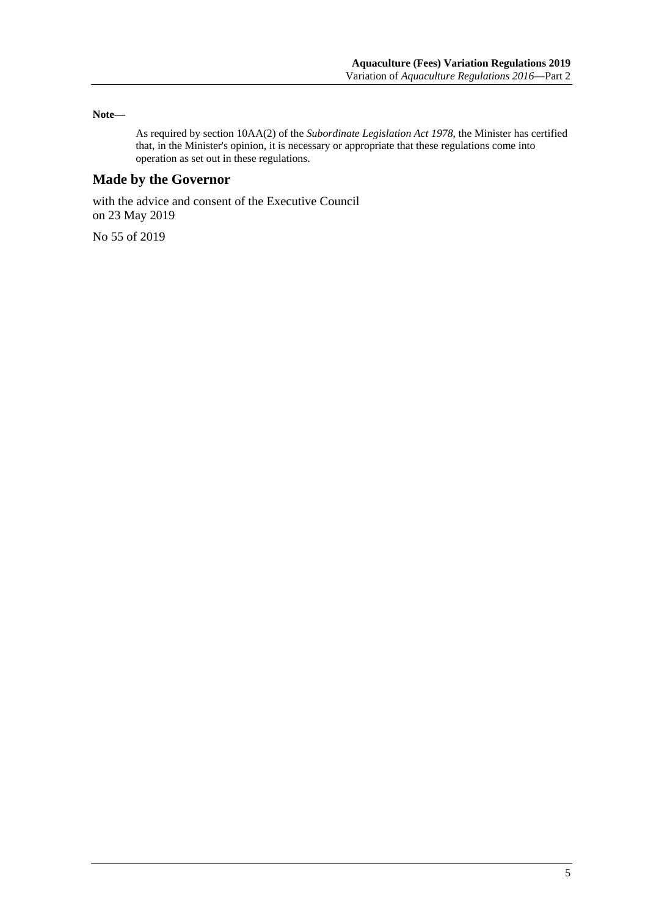**Note—**

As required by section 10AA(2) of the *Subordinate Legislation Act 1978*, the Minister has certified that, in the Minister's opinion, it is necessary or appropriate that these regulations come into operation as set out in these regulations.

## Made by the Governor

with the advice and consent of the Executive Council on 23 May 2019

No 55 of 2019